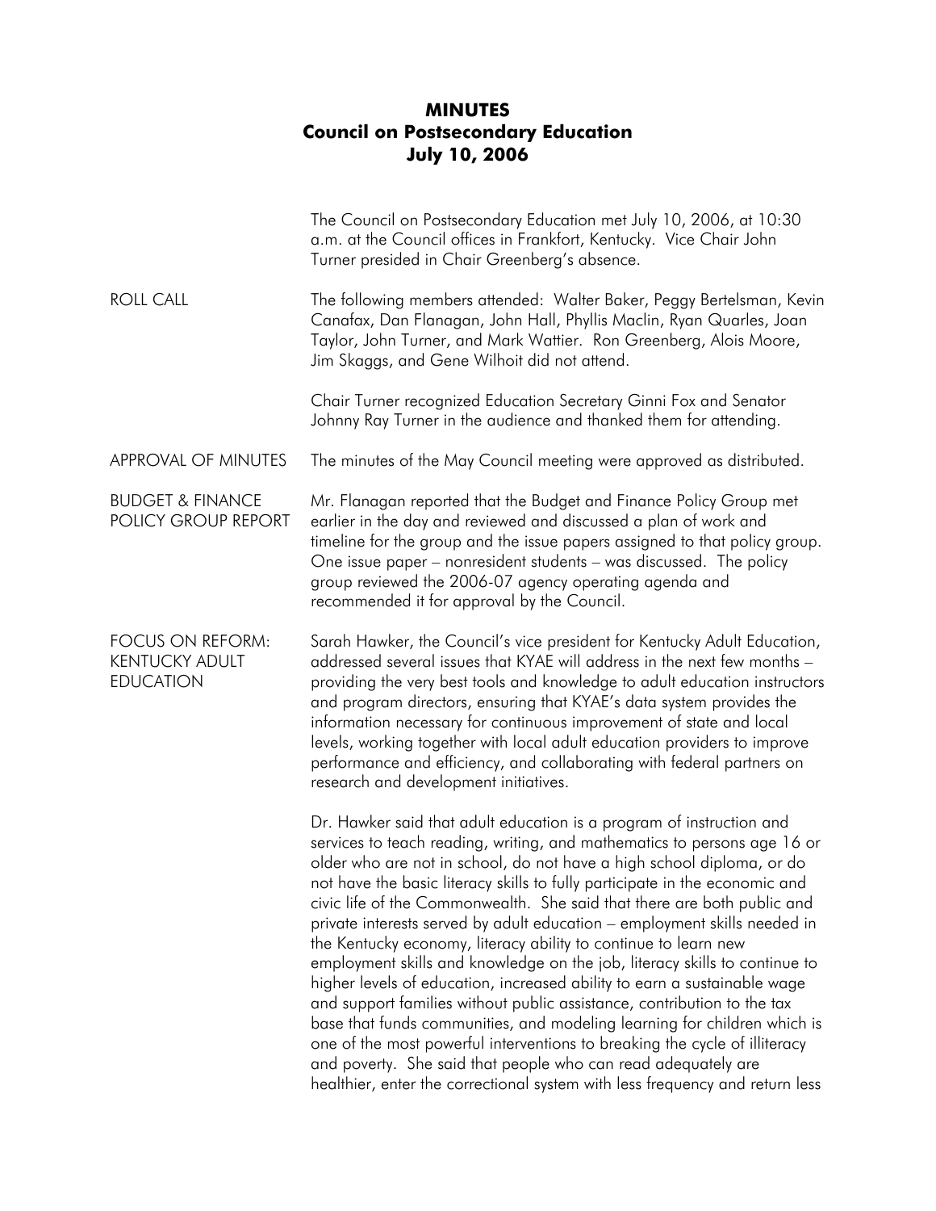# MINUTES
## Council on Postsecondary Education
## July 10, 2006

The Council on Postsecondary Education met July 10, 2006, at 10:30 a.m. at the Council offices in Frankfort, Kentucky. Vice Chair John Turner presided in Chair Greenberg's absence.

**ROLL CALL**

The following members attended: Walter Baker, Peggy Bertelsman, Kevin Canafax, Dan Flanagan, John Hall, Phyllis Maclin, Ryan Quarles, Joan Taylor, John Turner, and Mark Wattier. Ron Greenberg, Alois Moore, Jim Skaggs, and Gene Wilhoit did not attend.

Chair Turner recognized Education Secretary Ginni Fox and Senator Johnny Ray Turner in the audience and thanked them for attending.

**APPROVAL OF MINUTES**

The minutes of the May Council meeting were approved as distributed.

**BUDGET & FINANCE POLICY GROUP REPORT**

Mr. Flanagan reported that the Budget and Finance Policy Group met earlier in the day and reviewed and discussed a plan of work and timeline for the group and the issue papers assigned to that policy group. One issue paper – nonresident students – was discussed. The policy group reviewed the 2006-07 agency operating agenda and recommended it for approval by the Council.

**FOCUS ON REFORM: KENTUCKY ADULT EDUCATION**

Sarah Hawker, the Council's vice president for Kentucky Adult Education, addressed several issues that KYAE will address in the next few months – providing the very best tools and knowledge to adult education instructors and program directors, ensuring that KYAE's data system provides the information necessary for continuous improvement of state and local levels, working together with local adult education providers to improve performance and efficiency, and collaborating with federal partners on research and development initiatives.

Dr. Hawker said that adult education is a program of instruction and services to teach reading, writing, and mathematics to persons age 16 or older who are not in school, do not have a high school diploma, or do not have the basic literacy skills to fully participate in the economic and civic life of the Commonwealth. She said that there are both public and private interests served by adult education – employment skills needed in the Kentucky economy, literacy ability to continue to learn new employment skills and knowledge on the job, literacy skills to continue to higher levels of education, increased ability to earn a sustainable wage and support families without public assistance, contribution to the tax base that funds communities, and modeling learning for children which is one of the most powerful interventions to breaking the cycle of illiteracy and poverty. She said that people who can read adequately are healthier, enter the correctional system with less frequency and return less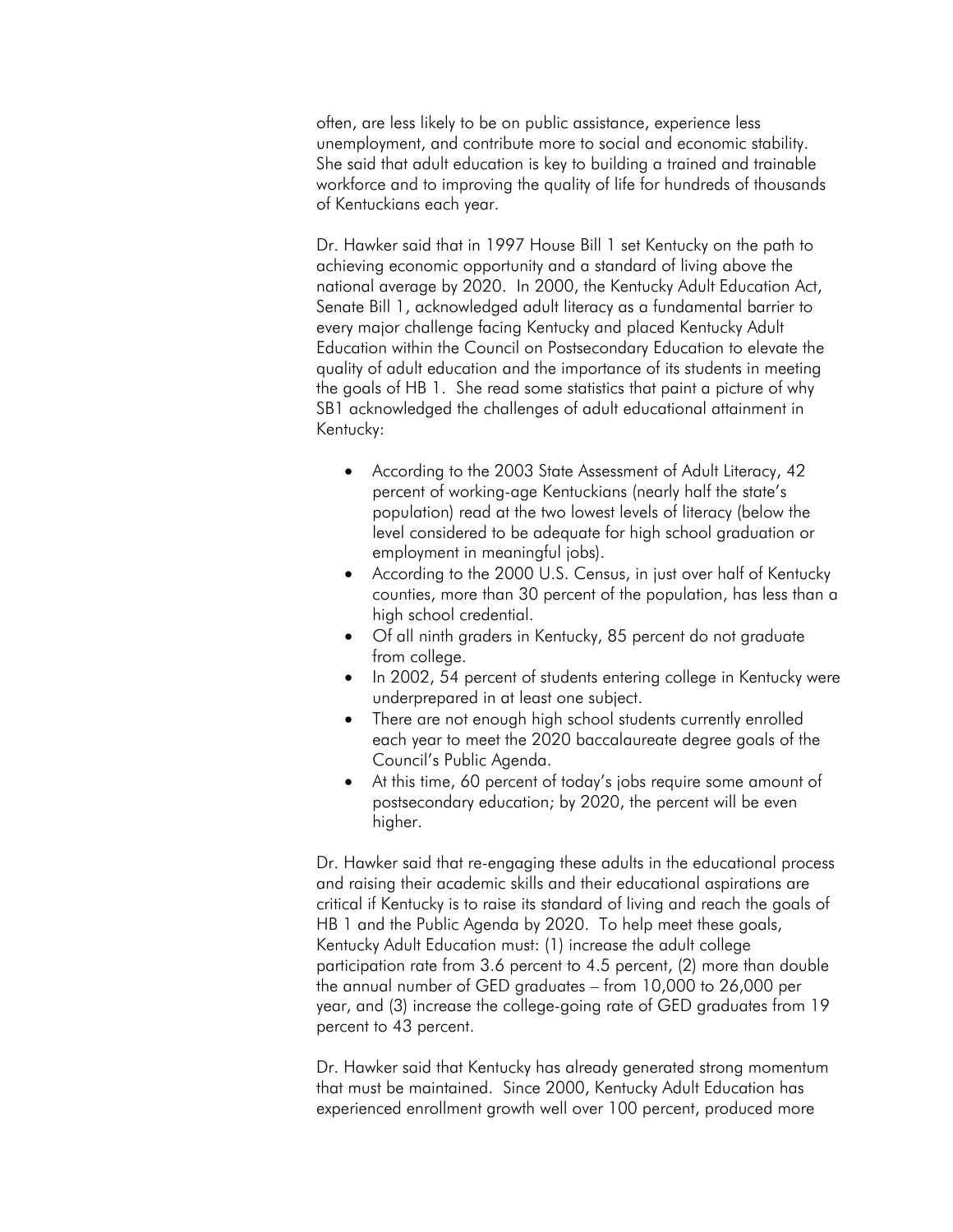often, are less likely to be on public assistance, experience less unemployment, and contribute more to social and economic stability. She said that adult education is key to building a trained and trainable workforce and to improving the quality of life for hundreds of thousands of Kentuckians each year.

Dr. Hawker said that in 1997 House Bill 1 set Kentucky on the path to achieving economic opportunity and a standard of living above the national average by 2020. In 2000, the Kentucky Adult Education Act, Senate Bill 1, acknowledged adult literacy as a fundamental barrier to every major challenge facing Kentucky and placed Kentucky Adult Education within the Council on Postsecondary Education to elevate the quality of adult education and the importance of its students in meeting the goals of HB 1. She read some statistics that paint a picture of why SB1 acknowledged the challenges of adult educational attainment in Kentucky:

- According to the 2003 State Assessment of Adult Literacy, 42 percent of working-age Kentuckians (nearly half the state's population) read at the two lowest levels of literacy (below the level considered to be adequate for high school graduation or employment in meaningful jobs).
- According to the 2000 U.S. Census, in just over half of Kentucky counties, more than 30 percent of the population, has less than a high school credential.
- Of all ninth graders in Kentucky, 85 percent do not graduate from college.
- In 2002, 54 percent of students entering college in Kentucky were underprepared in at least one subject.
- There are not enough high school students currently enrolled each year to meet the 2020 baccalaureate degree goals of the Council's Public Agenda.
- At this time, 60 percent of today's jobs require some amount of postsecondary education; by 2020, the percent will be even higher.

Dr. Hawker said that re-engaging these adults in the educational process and raising their academic skills and their educational aspirations are critical if Kentucky is to raise its standard of living and reach the goals of HB 1 and the Public Agenda by 2020. To help meet these goals, Kentucky Adult Education must: (1) increase the adult college participation rate from 3.6 percent to 4.5 percent, (2) more than double the annual number of GED graduates – from 10,000 to 26,000 per year, and (3) increase the college-going rate of GED graduates from 19 percent to 43 percent.

Dr. Hawker said that Kentucky has already generated strong momentum that must be maintained. Since 2000, Kentucky Adult Education has experienced enrollment growth well over 100 percent, produced more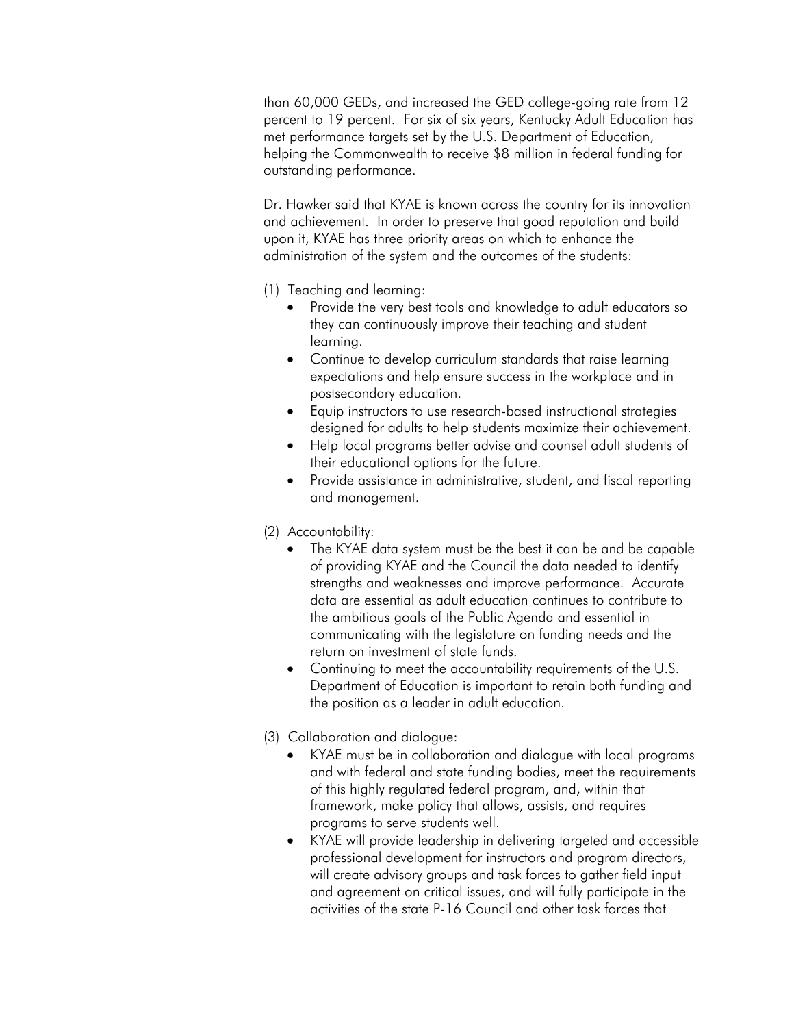than 60,000 GEDs, and increased the GED college-going rate from 12 percent to 19 percent. For six of six years, Kentucky Adult Education has met performance targets set by the U.S. Department of Education, helping the Commonwealth to receive $8 million in federal funding for outstanding performance.

Dr. Hawker said that KYAE is known across the country for its innovation and achievement. In order to preserve that good reputation and build upon it, KYAE has three priority areas on which to enhance the administration of the system and the outcomes of the students:

(1) Teaching and learning:
- Provide the very best tools and knowledge to adult educators so they can continuously improve their teaching and student learning.
- Continue to develop curriculum standards that raise learning expectations and help ensure success in the workplace and in postsecondary education.
- Equip instructors to use research-based instructional strategies designed for adults to help students maximize their achievement.
- Help local programs better advise and counsel adult students of their educational options for the future.
- Provide assistance in administrative, student, and fiscal reporting and management.

(2) Accountability:
- The KYAE data system must be the best it can be and be capable of providing KYAE and the Council the data needed to identify strengths and weaknesses and improve performance. Accurate data are essential as adult education continues to contribute to the ambitious goals of the Public Agenda and essential in communicating with the legislature on funding needs and the return on investment of state funds.
- Continuing to meet the accountability requirements of the U.S. Department of Education is important to retain both funding and the position as a leader in adult education.

(3) Collaboration and dialogue:
- KYAE must be in collaboration and dialogue with local programs and with federal and state funding bodies, meet the requirements of this highly regulated federal program, and, within that framework, make policy that allows, assists, and requires programs to serve students well.
- KYAE will provide leadership in delivering targeted and accessible professional development for instructors and program directors, will create advisory groups and task forces to gather field input and agreement on critical issues, and will fully participate in the activities of the state P-16 Council and other task forces that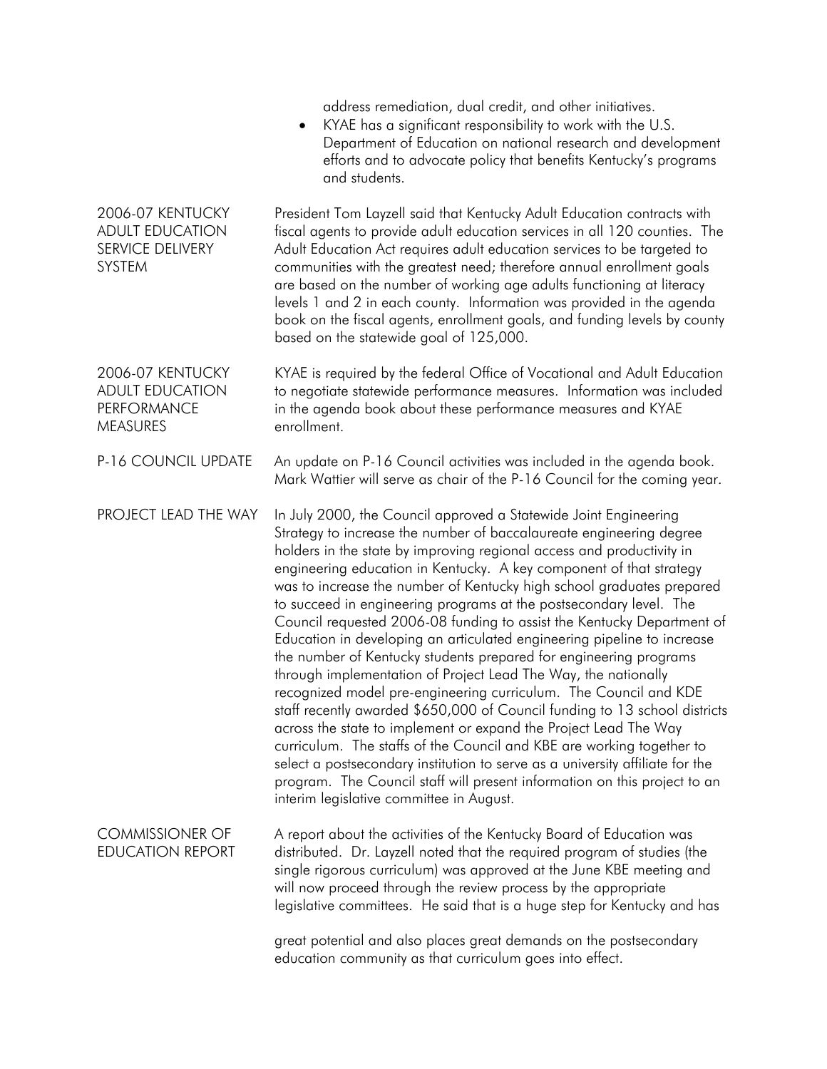address remediation, dual credit, and other initiatives.

- KYAE has a significant responsibility to work with the U.S. Department of Education on national research and development efforts and to advocate policy that benefits Kentucky's programs and students.

**2006-07 KENTUCKY ADULT EDUCATION SERVICE DELIVERY SYSTEM**

President Tom Layzell said that Kentucky Adult Education contracts with fiscal agents to provide adult education services in all 120 counties. The Adult Education Act requires adult education services to be targeted to communities with the greatest need; therefore annual enrollment goals are based on the number of working age adults functioning at literacy levels 1 and 2 in each county. Information was provided in the agenda book on the fiscal agents, enrollment goals, and funding levels by county based on the statewide goal of 125,000.

**2006-07 KENTUCKY ADULT EDUCATION PERFORMANCE MEASURES**

KYAE is required by the federal Office of Vocational and Adult Education to negotiate statewide performance measures. Information was included in the agenda book about these performance measures and KYAE enrollment.

**P-16 COUNCIL UPDATE**

An update on P-16 Council activities was included in the agenda book. Mark Wattier will serve as chair of the P-16 Council for the coming year.

**PROJECT LEAD THE WAY**

In July 2000, the Council approved a Statewide Joint Engineering Strategy to increase the number of baccalaureate engineering degree holders in the state by improving regional access and productivity in engineering education in Kentucky. A key component of that strategy was to increase the number of Kentucky high school graduates prepared to succeed in engineering programs at the postsecondary level. The Council requested 2006-08 funding to assist the Kentucky Department of Education in developing an articulated engineering pipeline to increase the number of Kentucky students prepared for engineering programs through implementation of Project Lead The Way, the nationally recognized model pre-engineering curriculum. The Council and KDE staff recently awarded $650,000 of Council funding to 13 school districts across the state to implement or expand the Project Lead The Way curriculum. The staffs of the Council and KBE are working together to select a postsecondary institution to serve as a university affiliate for the program. The Council staff will present information on this project to an interim legislative committee in August.

**COMMISSIONER OF EDUCATION REPORT**

A report about the activities of the Kentucky Board of Education was distributed. Dr. Layzell noted that the required program of studies (the single rigorous curriculum) was approved at the June KBE meeting and will now proceed through the review process by the appropriate legislative committees. He said that is a huge step for Kentucky and has great potential and also places great demands on the postsecondary education community as that curriculum goes into effect.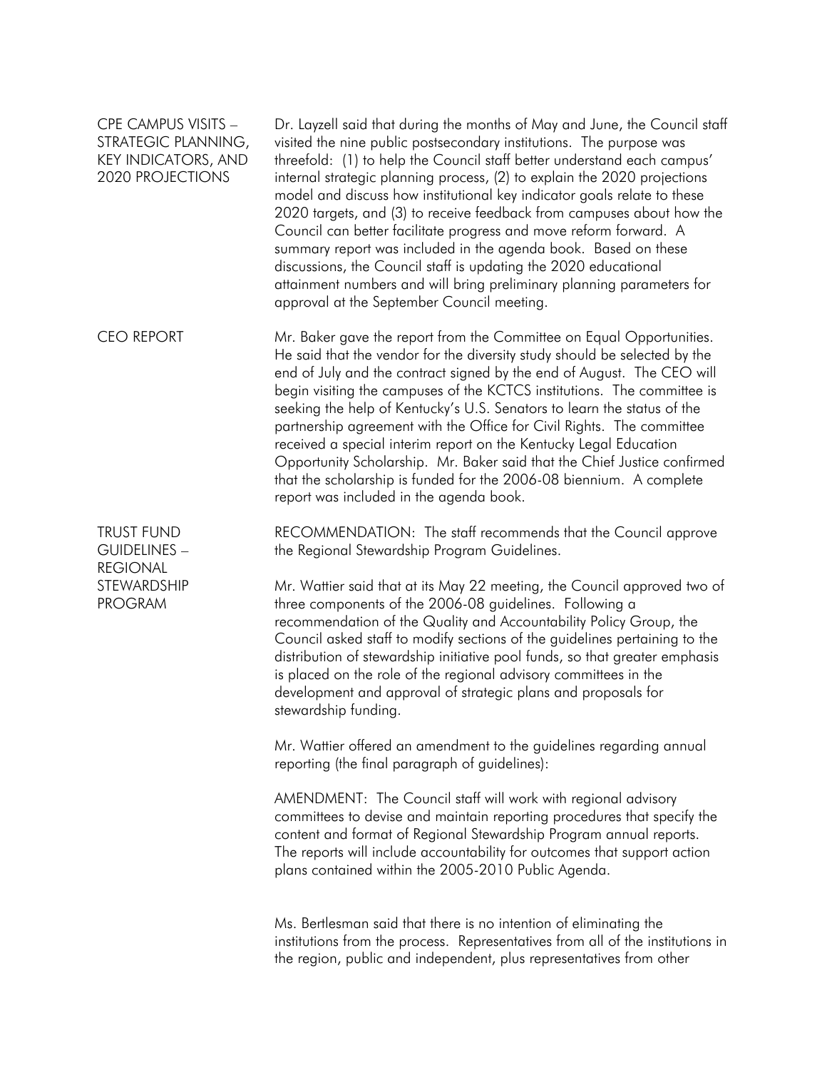## CPE CAMPUS VISITS – STRATEGIC PLANNING, KEY INDICATORS, AND 2020 PROJECTIONS

Dr. Layzell said that during the months of May and June, the Council staff visited the nine public postsecondary institutions. The purpose was threefold: (1) to help the Council staff better understand each campus' internal strategic planning process, (2) to explain the 2020 projections model and discuss how institutional key indicator goals relate to these 2020 targets, and (3) to receive feedback from campuses about how the Council can better facilitate progress and move reform forward. A summary report was included in the agenda book. Based on these discussions, the Council staff is updating the 2020 educational attainment numbers and will bring preliminary planning parameters for approval at the September Council meeting.

## CEO REPORT

Mr. Baker gave the report from the Committee on Equal Opportunities. He said that the vendor for the diversity study should be selected by the end of July and the contract signed by the end of August. The CEO will begin visiting the campuses of the KCTCS institutions. The committee is seeking the help of Kentucky's U.S. Senators to learn the status of the partnership agreement with the Office for Civil Rights. The committee received a special interim report on the Kentucky Legal Education Opportunity Scholarship. Mr. Baker said that the Chief Justice confirmed that the scholarship is funded for the 2006-08 biennium. A complete report was included in the agenda book.

## TRUST FUND GUIDELINES – REGIONAL STEWARDSHIP PROGRAM

RECOMMENDATION: The staff recommends that the Council approve the Regional Stewardship Program Guidelines.

Mr. Wattier said that at its May 22 meeting, the Council approved two of three components of the 2006-08 guidelines. Following a recommendation of the Quality and Accountability Policy Group, the Council asked staff to modify sections of the guidelines pertaining to the distribution of stewardship initiative pool funds, so that greater emphasis is placed on the role of the regional advisory committees in the development and approval of strategic plans and proposals for stewardship funding.

Mr. Wattier offered an amendment to the guidelines regarding annual reporting (the final paragraph of guidelines):

AMENDMENT: The Council staff will work with regional advisory committees to devise and maintain reporting procedures that specify the content and format of Regional Stewardship Program annual reports. The reports will include accountability for outcomes that support action plans contained within the 2005-2010 Public Agenda.

Ms. Bertlesman said that there is no intention of eliminating the institutions from the process. Representatives from all of the institutions in the region, public and independent, plus representatives from other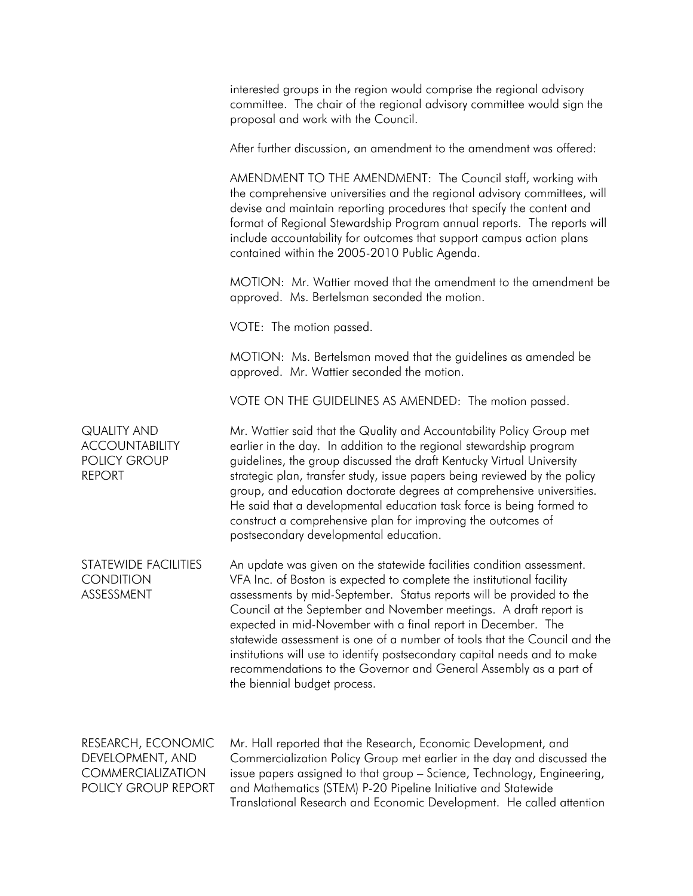interested groups in the region would comprise the regional advisory committee. The chair of the regional advisory committee would sign the proposal and work with the Council.

After further discussion, an amendment to the amendment was offered:

AMENDMENT TO THE AMENDMENT: The Council staff, working with the comprehensive universities and the regional advisory committees, will devise and maintain reporting procedures that specify the content and format of Regional Stewardship Program annual reports. The reports will include accountability for outcomes that support campus action plans contained within the 2005-2010 Public Agenda.

MOTION: Mr. Wattier moved that the amendment to the amendment be approved. Ms. Bertelsman seconded the motion.

VOTE: The motion passed.

MOTION: Ms. Bertelsman moved that the guidelines as amended be approved. Mr. Wattier seconded the motion.

VOTE ON THE GUIDELINES AS AMENDED: The motion passed.

## QUALITY AND ACCOUNTABILITY POLICY GROUP REPORT

Mr. Wattier said that the Quality and Accountability Policy Group met earlier in the day. In addition to the regional stewardship program guidelines, the group discussed the draft Kentucky Virtual University strategic plan, transfer study, issue papers being reviewed by the policy group, and education doctorate degrees at comprehensive universities. He said that a developmental education task force is being formed to construct a comprehensive plan for improving the outcomes of postsecondary developmental education.

## STATEWIDE FACILITIES CONDITION ASSESSMENT

An update was given on the statewide facilities condition assessment. VFA Inc. of Boston is expected to complete the institutional facility assessments by mid-September. Status reports will be provided to the Council at the September and November meetings. A draft report is expected in mid-November with a final report in December. The statewide assessment is one of a number of tools that the Council and the institutions will use to identify postsecondary capital needs and to make recommendations to the Governor and General Assembly as a part of the biennial budget process.

## RESEARCH, ECONOMIC DEVELOPMENT, AND COMMERCIALIZATION POLICY GROUP REPORT

Mr. Hall reported that the Research, Economic Development, and Commercialization Policy Group met earlier in the day and discussed the issue papers assigned to that group – Science, Technology, Engineering, and Mathematics (STEM) P-20 Pipeline Initiative and Statewide Translational Research and Economic Development. He called attention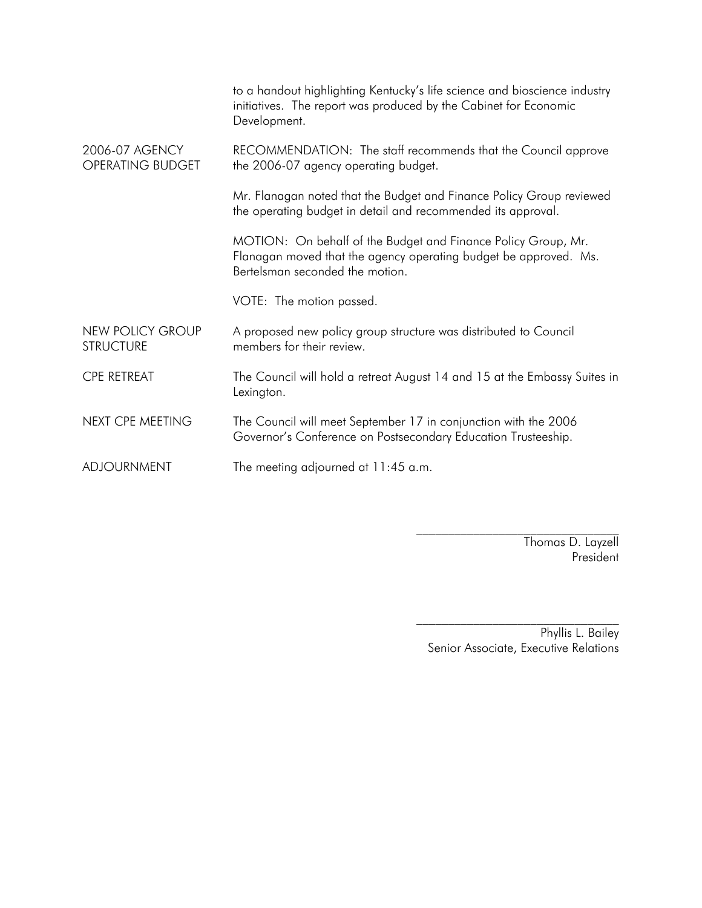to a handout highlighting Kentucky's life science and bioscience industry initiatives. The report was produced by the Cabinet for Economic Development.

**2006-07 AGENCY OPERATING BUDGET**

RECOMMENDATION: The staff recommends that the Council approve the 2006-07 agency operating budget.

Mr. Flanagan noted that the Budget and Finance Policy Group reviewed the operating budget in detail and recommended its approval.

MOTION: On behalf of the Budget and Finance Policy Group, Mr. Flanagan moved that the agency operating budget be approved. Ms. Bertelsman seconded the motion.

VOTE: The motion passed.

**NEW POLICY GROUP STRUCTURE**

A proposed new policy group structure was distributed to Council members for their review.

**CPE RETREAT**

The Council will hold a retreat August 14 and 15 at the Embassy Suites in Lexington.

**NEXT CPE MEETING**

The Council will meet September 17 in conjunction with the 2006 Governor's Conference on Postsecondary Education Trusteeship.

**ADJOURNMENT**

The meeting adjourned at 11:45 a.m.

\_\_\_\_\_\_\_\_\_\_\_\_\_\_\_\_\_\_\_\_\_\_\_\_\_\_\_\_\_\_\_\_
Thomas D. Layzell
President

\_\_\_\_\_\_\_\_\_\_\_\_\_\_\_\_\_\_\_\_\_\_\_\_\_\_\_\_\_\_\_\_
Phyllis L. Bailey
Senior Associate, Executive Relations